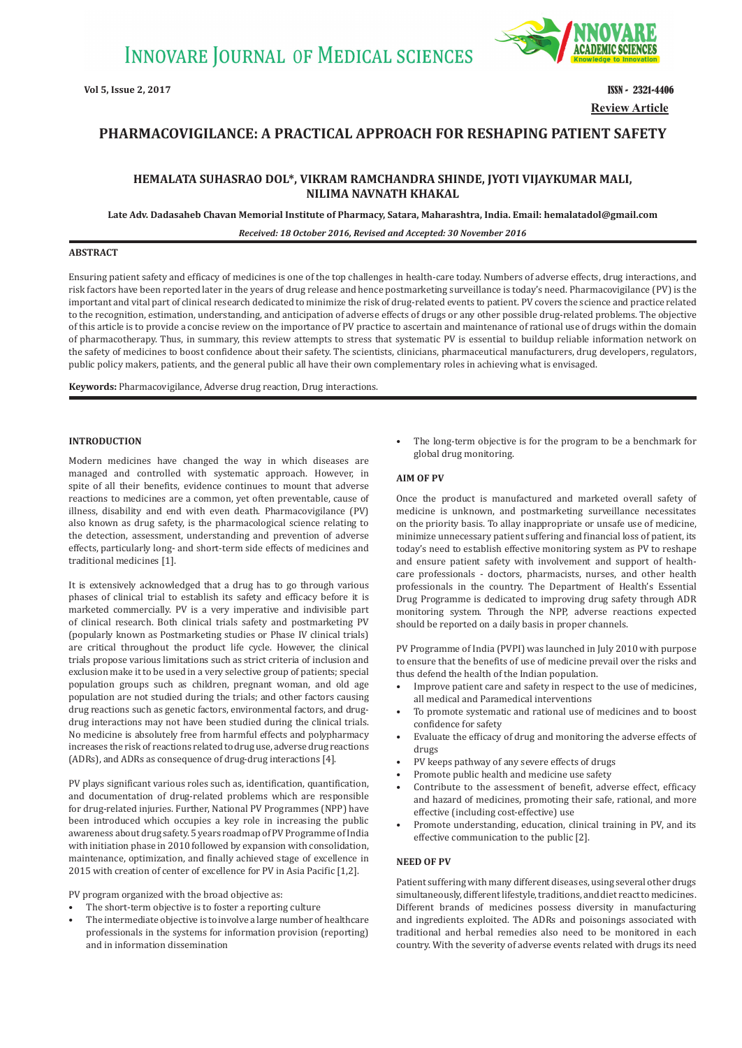# PHARMACOVIGILANCE: A PRACTICAL APPROACH FOR RESHAPING PATIENT SAFETY

**HEMALATA SUHASRAO DOL*, VIKRAM RAMCHANDRA SHINDE, JYOTI VIJAYKUMAR MALI, NILIMA NAVNATH KHAKAL**

**Late Adv. Dadasaheb Chavan Memorial Institute of Pharmacy, Satara, Maharashtra, India. Email: hemalatadol@gmail.com**

***Received: 18 October 2016, Revised and Accepted: 30 November 2016***

**Review Article**

## ABSTRACT

Ensuring patient safety and efficacy of medicines is one of the top challenges in health-care today. Numbers of adverse effects, drug interactions, and risk factors have been reported later in the years of drug release and hence postmarketing surveillance is today's need. Pharmacovigilance (PV) is the important and vital part of clinical research dedicated to minimize the risk of drug-related events to patient. PV covers the science and practice related to the recognition, estimation, understanding, and anticipation of adverse effects of drugs or any other possible drug-related problems. The objective of this article is to provide a concise review on the importance of PV practice to ascertain and maintenance of rational use of drugs within the domain of pharmacotherapy. Thus, in summary, this review attempts to stress that systematic PV is essential to buildup reliable information network on the safety of medicines to boost confidence about their safety. The scientists, clinicians, pharmaceutical manufacturers, drug developers, regulators, public policy makers, patients, and the general public all have their own complementary roles in achieving what is envisaged.

**Keywords:** Pharmacovigilance, Adverse drug reaction, Drug interactions.

## INTRODUCTION

Modern medicines have changed the way in which diseases are managed and controlled with systematic approach. However, in spite of all their benefits, evidence continues to mount that adverse reactions to medicines are a common, yet often preventable, cause of illness, disability and end with even death. Pharmacovigilance (PV) also known as drug safety, is the pharmacological science relating to the detection, assessment, understanding and prevention of adverse effects, particularly long- and short-term side effects of medicines and traditional medicines [1].

It is extensively acknowledged that a drug has to go through various phases of clinical trial to establish its safety and efficacy before it is marketed commercially. PV is a very imperative and indivisible part of clinical research. Both clinical trials safety and postmarketing PV (popularly known as Postmarketing studies or Phase IV clinical trials) are critical throughout the product life cycle. However, the clinical trials propose various limitations such as strict criteria of inclusion and exclusion make it to be used in a very selective group of patients; special population groups such as children, pregnant woman, and old age population are not studied during the trials; and other factors causing drug reactions such as genetic factors, environmental factors, and drug-drug interactions may not have been studied during the clinical trials. No medicine is absolutely free from harmful effects and polypharmacy increases the risk of reactions related to drug use, adverse drug reactions (ADRs), and ADRs as consequence of drug-drug interactions [4].

PV plays significant various roles such as, identification, quantification, and documentation of drug-related problems which are responsible for drug-related injuries. Further, National PV Programmes (NPP) have been introduced which occupies a key role in increasing the public awareness about drug safety. 5 years roadmap of PV Programme of India with initiation phase in 2010 followed by expansion with consolidation, maintenance, optimization, and finally achieved stage of excellence in 2015 with creation of center of excellence for PV in Asia Pacific [1,2].

PV program organized with the broad objective as:

- The short-term objective is to foster a reporting culture
- The intermediate objective is to involve a large number of healthcare professionals in the systems for information provision (reporting) and in information dissemination
- The long-term objective is for the program to be a benchmark for global drug monitoring.

## AIM OF PV

Once the product is manufactured and marketed overall safety of medicine is unknown, and postmarketing surveillance necessitates on the priority basis. To allay inappropriate or unsafe use of medicine, minimize unnecessary patient suffering and financial loss of patient, its today's need to establish effective monitoring system as PV to reshape and ensure patient safety with involvement and support of health-care professionals - doctors, pharmacists, nurses, and other health professionals in the country. The Department of Health's Essential Drug Programme is dedicated to improving drug safety through ADR monitoring system. Through the NPP, adverse reactions expected should be reported on a daily basis in proper channels.

PV Programme of India (PVPI) was launched in July 2010 with purpose to ensure that the benefits of use of medicine prevail over the risks and thus defend the health of the Indian population.

- Improve patient care and safety in respect to the use of medicines, all medical and Paramedical interventions
- To promote systematic and rational use of medicines and to boost confidence for safety
- Evaluate the efficacy of drug and monitoring the adverse effects of drugs
- PV keeps pathway of any severe effects of drugs
- Promote public health and medicine use safety
- Contribute to the assessment of benefit, adverse effect, efficacy and hazard of medicines, promoting their safe, rational, and more effective (including cost-effective) use
- Promote understanding, education, clinical training in PV, and its effective communication to the public [2].

## NEED OF PV

Patient suffering with many different diseases, using several other drugs simultaneously, different lifestyle, traditions, and diet react to medicines. Different brands of medicines possess diversity in manufacturing and ingredients exploited. The ADRs and poisonings associated with traditional and herbal remedies also need to be monitored in each country. With the severity of adverse events related with drugs its need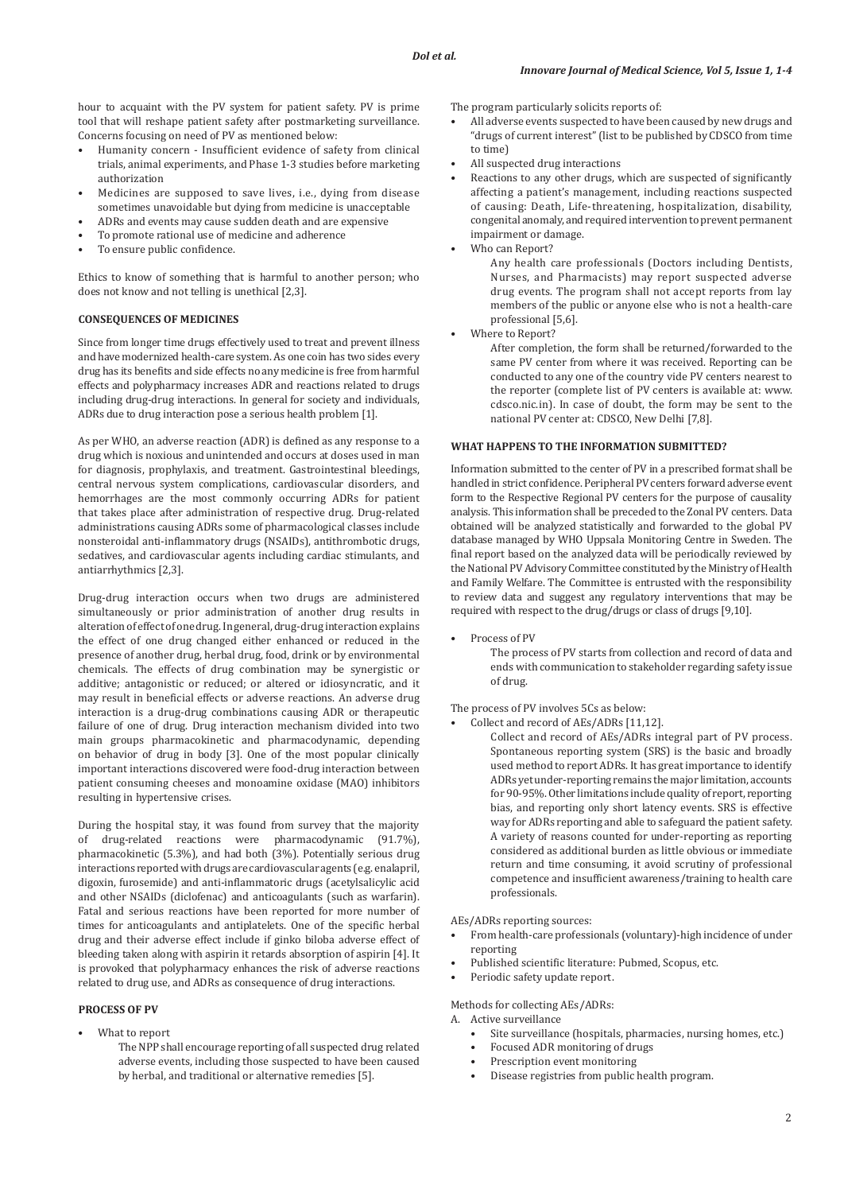hour to acquaint with the PV system for patient safety. PV is prime tool that will reshape patient safety after postmarketing surveillance. Concerns focusing on need of PV as mentioned below:

- Humanity concern - Insufficient evidence of safety from clinical trials, animal experiments, and Phase 1-3 studies before marketing authorization
- Medicines are supposed to save lives, i.e., dying from disease sometimes unavoidable but dying from medicine is unacceptable
- ADRs and events may cause sudden death and are expensive
- To promote rational use of medicine and adherence
- To ensure public confidence.

Ethics to know of something that is harmful to another person; who does not know and not telling is unethical [2,3].

## CONSEQUENCES OF MEDICINES

Since from longer time drugs effectively used to treat and prevent illness and have modernized health-care system. As one coin has two sides every drug has its benefits and side effects no any medicine is free from harmful effects and polypharmacy increases ADR and reactions related to drugs including drug-drug interactions. In general for society and individuals, ADRs due to drug interaction pose a serious health problem [1].

As per WHO, an adverse reaction (ADR) is defined as any response to a drug which is noxious and unintended and occurs at doses used in man for diagnosis, prophylaxis, and treatment. Gastrointestinal bleedings, central nervous system complications, cardiovascular disorders, and hemorrhages are the most commonly occurring ADRs for patient that takes place after administration of respective drug. Drug-related administrations causing ADRs some of pharmacological classes include nonsteroidal anti-inflammatory drugs (NSAIDs), antithrombotic drugs, sedatives, and cardiovascular agents including cardiac stimulants, and antiarrhythmics [2,3].

Drug-drug interaction occurs when two drugs are administered simultaneously or prior administration of another drug results in alteration of effect of one drug. In general, drug-drug interaction explains the effect of one drug changed either enhanced or reduced in the presence of another drug, herbal drug, food, drink or by environmental chemicals. The effects of drug combination may be synergistic or additive; antagonistic or reduced; or altered or idiosyncratic, and it may result in beneficial effects or adverse reactions. An adverse drug interaction is a drug-drug combinations causing ADR or therapeutic failure of one of drug. Drug interaction mechanism divided into two main groups pharmacokinetic and pharmacodynamic, depending on behavior of drug in body [3]. One of the most popular clinically important interactions discovered were food-drug interaction between patient consuming cheeses and monoamine oxidase (MAO) inhibitors resulting in hypertensive crises.

During the hospital stay, it was found from survey that the majority of drug-related reactions were pharmacodynamic (91.7%), pharmacokinetic (5.3%), and had both (3%). Potentially serious drug interactions reported with drugs are cardiovascular agents (e.g. enalapril, digoxin, furosemide) and anti-inflammatoric drugs (acetylsalicylic acid and other NSAIDs (diclofenac) and anticoagulants (such as warfarin). Fatal and serious reactions have been reported for more number of times for anticoagulants and antiplatelets. One of the specific herbal drug and their adverse effect include if ginko biloba adverse effect of bleeding taken along with aspirin it retards absorption of aspirin [4]. It is provoked that polypharmacy enhances the risk of adverse reactions related to drug use, and ADRs as consequence of drug interactions.

## PROCESS OF PV

- What to report

  The NPP shall encourage reporting of all suspected drug related adverse events, including those suspected to have been caused by herbal, and traditional or alternative remedies [5].

The program particularly solicits reports of:

- All adverse events suspected to have been caused by new drugs and "drugs of current interest" (list to be published by CDSCO from time to time)
- All suspected drug interactions
- Reactions to any other drugs, which are suspected of significantly affecting a patient's management, including reactions suspected of causing: Death, Life-threatening, hospitalization, disability, congenital anomaly, and required intervention to prevent permanent impairment or damage.
- Who can Report?

  Any health care professionals (Doctors including Dentists, Nurses, and Pharmacists) may report suspected adverse drug events. The program shall not accept reports from lay members of the public or anyone else who is not a health-care professional [5,6].
- Where to Report?

  After completion, the form shall be returned/forwarded to the same PV center from where it was received. Reporting can be conducted to any one of the country vide PV centers nearest to the reporter (complete list of PV centers is available at: www.cdsco.nic.in). In case of doubt, the form may be sent to the national PV center at: CDSCO, New Delhi [7,8].

## WHAT HAPPENS TO THE INFORMATION SUBMITTED?

Information submitted to the center of PV in a prescribed format shall be handled in strict confidence. Peripheral PV centers forward adverse event form to the Respective Regional PV centers for the purpose of causality analysis. This information shall be preceded to the Zonal PV centers. Data obtained will be analyzed statistically and forwarded to the global PV database managed by WHO Uppsala Monitoring Centre in Sweden. The final report based on the analyzed data will be periodically reviewed by the National PV Advisory Committee constituted by the Ministry of Health and Family Welfare. The Committee is entrusted with the responsibility to review data and suggest any regulatory interventions that may be required with respect to the drug/drugs or class of drugs [9,10].

- Process of PV

  The process of PV starts from collection and record of data and ends with communication to stakeholder regarding safety issue of drug.

The process of PV involves 5Cs as below:

- Collect and record of AEs/ADRs [11,12].

  Collect and record of AEs/ADRs integral part of PV process. Spontaneous reporting system (SRS) is the basic and broadly used method to report ADRs. It has great importance to identify ADRs yet under-reporting remains the major limitation, accounts for 90-95%. Other limitations include quality of report, reporting bias, and reporting only short latency events. SRS is effective way for ADRs reporting and able to safeguard the patient safety. A variety of reasons counted for under-reporting as reporting considered as additional burden as little obvious or immediate return and time consuming, it avoid scrutiny of professional competence and insufficient awareness/training to health care professionals.

AEs/ADRs reporting sources:

- From health-care professionals (voluntary)-high incidence of under reporting
- Published scientific literature: Pubmed, Scopus, etc.
- Periodic safety update report.

Methods for collecting AEs/ADRs:

A. Active surveillance
   - Site surveillance (hospitals, pharmacies, nursing homes, etc.)
   - Focused ADR monitoring of drugs
   - Prescription event monitoring
   - Disease registries from public health program.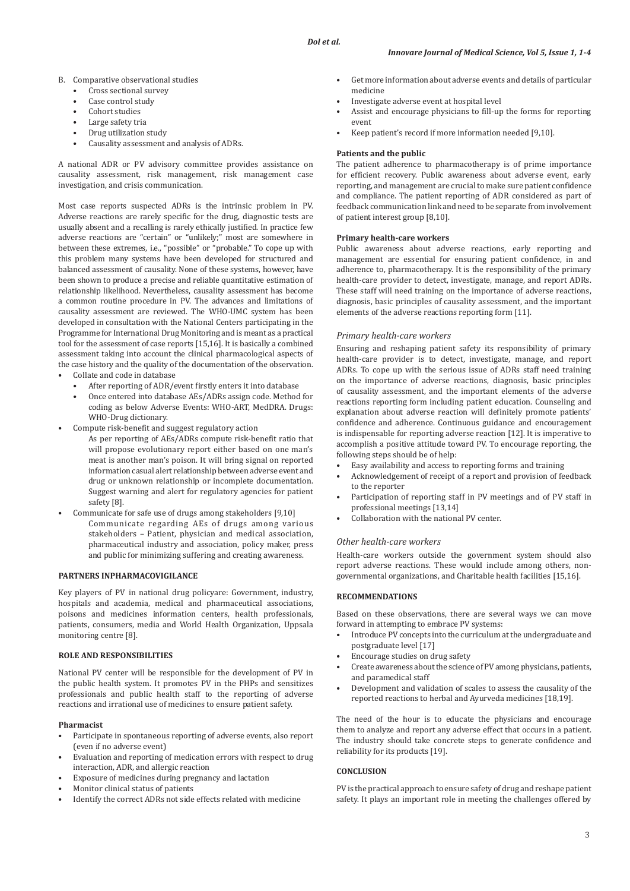B. Comparative observational studies
   - Cross sectional survey
   - Case control study
   - Cohort studies
   - Large safety tria
   - Drug utilization study
   - Causality assessment and analysis of ADRs.

A national ADR or PV advisory committee provides assistance on causality assessment, risk management, risk management case investigation, and crisis communication.

Most case reports suspected ADRs is the intrinsic problem in PV. Adverse reactions are rarely specific for the drug, diagnostic tests are usually absent and a recalling is rarely ethically justified. In practice few adverse reactions are "certain" or "unlikely;" most are somewhere in between these extremes, i.e., "possible" or "probable." To cope up with this problem many systems have been developed for structured and balanced assessment of causality. None of these systems, however, have been shown to produce a precise and reliable quantitative estimation of relationship likelihood. Nevertheless, causality assessment has become a common routine procedure in PV. The advances and limitations of causality assessment are reviewed. The WHO-UMC system has been developed in consultation with the National Centers participating in the Programme for International Drug Monitoring and is meant as a practical tool for the assessment of case reports [15,16]. It is basically a combined assessment taking into account the clinical pharmacological aspects of the case history and the quality of the documentation of the observation.

- Collate and code in database
  - After reporting of ADR/event firstly enters it into database
  - Once entered into database AEs/ADRs assign code. Method for coding as below Adverse Events: WHO-ART, MedDRA. Drugs: WHO-Drug dictionary.
- Compute risk-benefit and suggest regulatory action

  As per reporting of AEs/ADRs compute risk-benefit ratio that will propose evolutionary report either based on one man's meat is another man's poison. It will bring signal on reported information casual alert relationship between adverse event and drug or unknown relationship or incomplete documentation. Suggest warning and alert for regulatory agencies for patient safety [8].
- Communicate for safe use of drugs among stakeholders [9,10]

  Communicate regarding AEs of drugs among various stakeholders – Patient, physician and medical association, pharmaceutical industry and association, policy maker, press and public for minimizing suffering and creating awareness.

## PARTNERS INPHARMACOVIGILANCE

Key players of PV in national drug policyare: Government, industry, hospitals and academia, medical and pharmaceutical associations, poisons and medicines information centers, health professionals, patients, consumers, media and World Health Organization, Uppsala monitoring centre [8].

## ROLE AND RESPONSIBILITIES

National PV center will be responsible for the development of PV in the public health system. It promotes PV in the PHPs and sensitizes professionals and public health staff to the reporting of adverse reactions and irrational use of medicines to ensure patient safety.

### Pharmacist

- Participate in spontaneous reporting of adverse events, also report (even if no adverse event)
- Evaluation and reporting of medication errors with respect to drug interaction, ADR, and allergic reaction
- Exposure of medicines during pregnancy and lactation
- Monitor clinical status of patients
- Identify the correct ADRs not side effects related with medicine
- Get more information about adverse events and details of particular medicine
- Investigate adverse event at hospital level
- Assist and encourage physicians to fill-up the forms for reporting event
- Keep patient's record if more information needed [9,10].

### Patients and the public

The patient adherence to pharmacotherapy is of prime importance for efficient recovery. Public awareness about adverse event, early reporting, and management are crucial to make sure patient confidence and compliance. The patient reporting of ADR considered as part of feedback communication link and need to be separate from involvement of patient interest group [8,10].

### Primary health-care workers

Public awareness about adverse reactions, early reporting and management are essential for ensuring patient confidence, in and adherence to, pharmacotherapy. It is the responsibility of the primary health-care provider to detect, investigate, manage, and report ADRs. These staff will need training on the importance of adverse reactions, diagnosis, basic principles of causality assessment, and the important elements of the adverse reactions reporting form [11].

### *Primary health-care workers*

Ensuring and reshaping patient safety its responsibility of primary health-care provider is to detect, investigate, manage, and report ADRs. To cope up with the serious issue of ADRs staff need training on the importance of adverse reactions, diagnosis, basic principles of causality assessment, and the important elements of the adverse reactions reporting form including patient education. Counseling and explanation about adverse reaction will definitely promote patients' confidence and adherence. Continuous guidance and encouragement is indispensable for reporting adverse reaction [12]. It is imperative to accomplish a positive attitude toward PV. To encourage reporting, the following steps should be of help:

- Easy availability and access to reporting forms and training
- Acknowledgement of receipt of a report and provision of feedback to the reporter
- Participation of reporting staff in PV meetings and of PV staff in professional meetings [13,14]
- Collaboration with the national PV center.

### *Other health-care workers*

Health-care workers outside the government system should also report adverse reactions. These would include among others, non-governmental organizations, and Charitable health facilities [15,16].

## RECOMMENDATIONS

Based on these observations, there are several ways we can move forward in attempting to embrace PV systems:

- Introduce PV concepts into the curriculum at the undergraduate and postgraduate level [17]
- Encourage studies on drug safety
- Create awareness about the science of PV among physicians, patients, and paramedical staff
- Development and validation of scales to assess the causality of the reported reactions to herbal and Ayurveda medicines [18,19].

The need of the hour is to educate the physicians and encourage them to analyze and report any adverse effect that occurs in a patient. The industry should take concrete steps to generate confidence and reliability for its products [19].

## CONCLUSION

PV is the practical approach to ensure safety of drug and reshape patient safety. It plays an important role in meeting the challenges offered by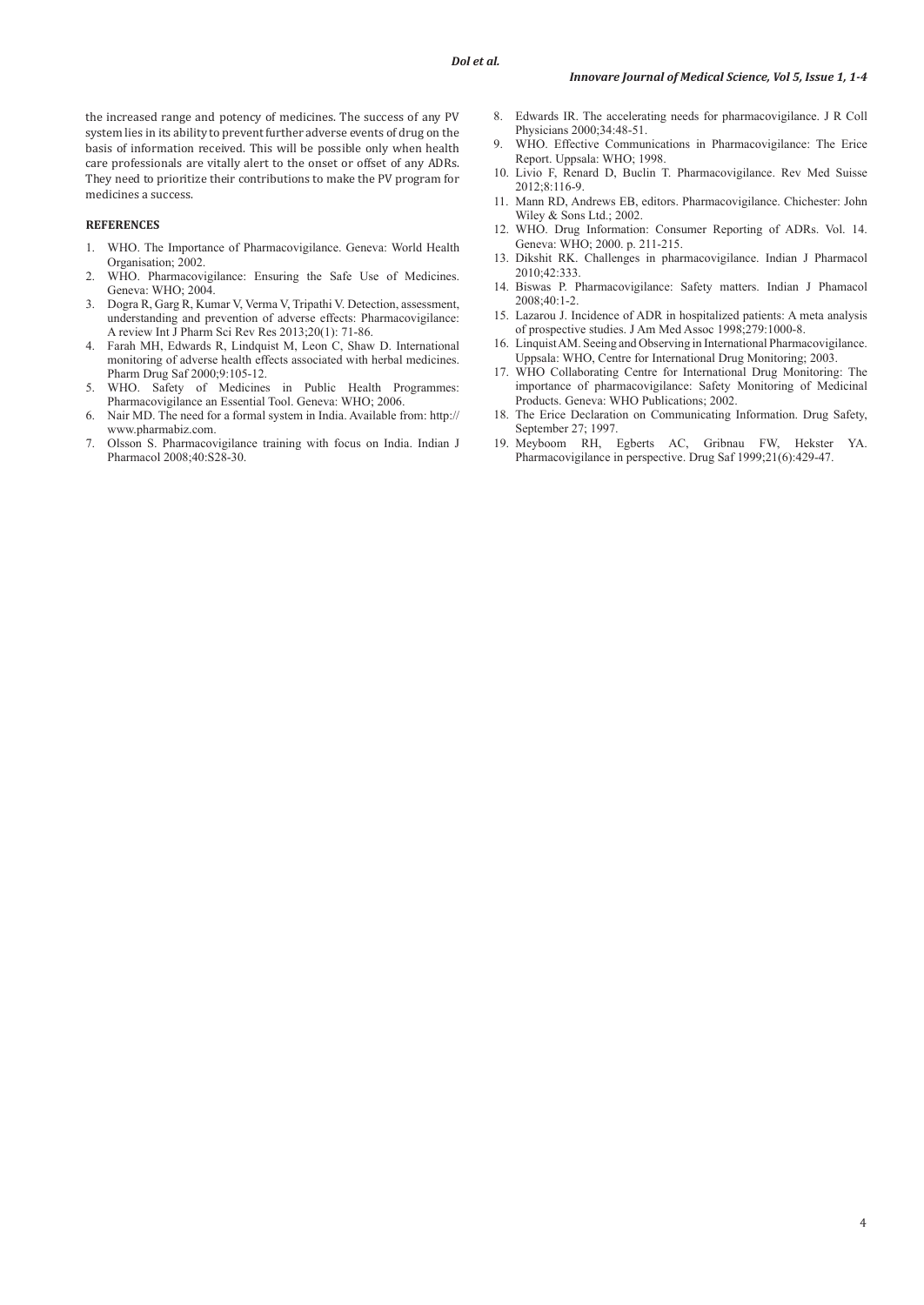the increased range and potency of medicines. The success of any PV system lies in its ability to prevent further adverse events of drug on the basis of information received. This will be possible only when health care professionals are vitally alert to the onset or offset of any ADRs. They need to prioritize their contributions to make the PV program for medicines a success.

## REFERENCES

1. WHO. The Importance of Pharmacovigilance. Geneva: World Health Organisation; 2002.
2. WHO. Pharmacovigilance: Ensuring the Safe Use of Medicines. Geneva: WHO; 2004.
3. Dogra R, Garg R, Kumar V, Verma V, Tripathi V. Detection, assessment, understanding and prevention of adverse effects: Pharmacovigilance: A review Int J Pharm Sci Rev Res 2013;20(1): 71-86.
4. Farah MH, Edwards R, Lindquist M, Leon C, Shaw D. International monitoring of adverse health effects associated with herbal medicines. Pharm Drug Saf 2000;9:105-12.
5. WHO. Safety of Medicines in Public Health Programmes: Pharmacovigilance an Essential Tool. Geneva: WHO; 2006.
6. Nair MD. The need for a formal system in India. Available from: http://www.pharmabiz.com.
7. Olsson S. Pharmacovigilance training with focus on India. Indian J Pharmacol 2008;40:S28-30.
8. Edwards IR. The accelerating needs for pharmacovigilance. J R Coll Physicians 2000;34:48-51.
9. WHO. Effective Communications in Pharmacovigilance: The Erice Report. Uppsala: WHO; 1998.
10. Livio F, Renard D, Buclin T. Pharmacovigilance. Rev Med Suisse 2012;8:116-9.
11. Mann RD, Andrews EB, editors. Pharmacovigilance. Chichester: John Wiley & Sons Ltd.; 2002.
12. WHO. Drug Information: Consumer Reporting of ADRs. Vol. 14. Geneva: WHO; 2000. p. 211-215.
13. Dikshit RK. Challenges in pharmacovigilance. Indian J Pharmacol 2010;42:333.
14. Biswas P. Pharmacovigilance: Safety matters. Indian J Phamacol 2008;40:1-2.
15. Lazarou J. Incidence of ADR in hospitalized patients: A meta analysis of prospective studies. J Am Med Assoc 1998;279:1000-8.
16. Linquist AM. Seeing and Observing in International Pharmacovigilance. Uppsala: WHO, Centre for International Drug Monitoring; 2003.
17. WHO Collaborating Centre for International Drug Monitoring: The importance of pharmacovigilance: Safety Monitoring of Medicinal Products. Geneva: WHO Publications; 2002.
18. The Erice Declaration on Communicating Information. Drug Safety, September 27; 1997.
19. Meyboom RH, Egberts AC, Gribnau FW, Hekster YA. Pharmacovigilance in perspective. Drug Saf 1999;21(6):429-47.